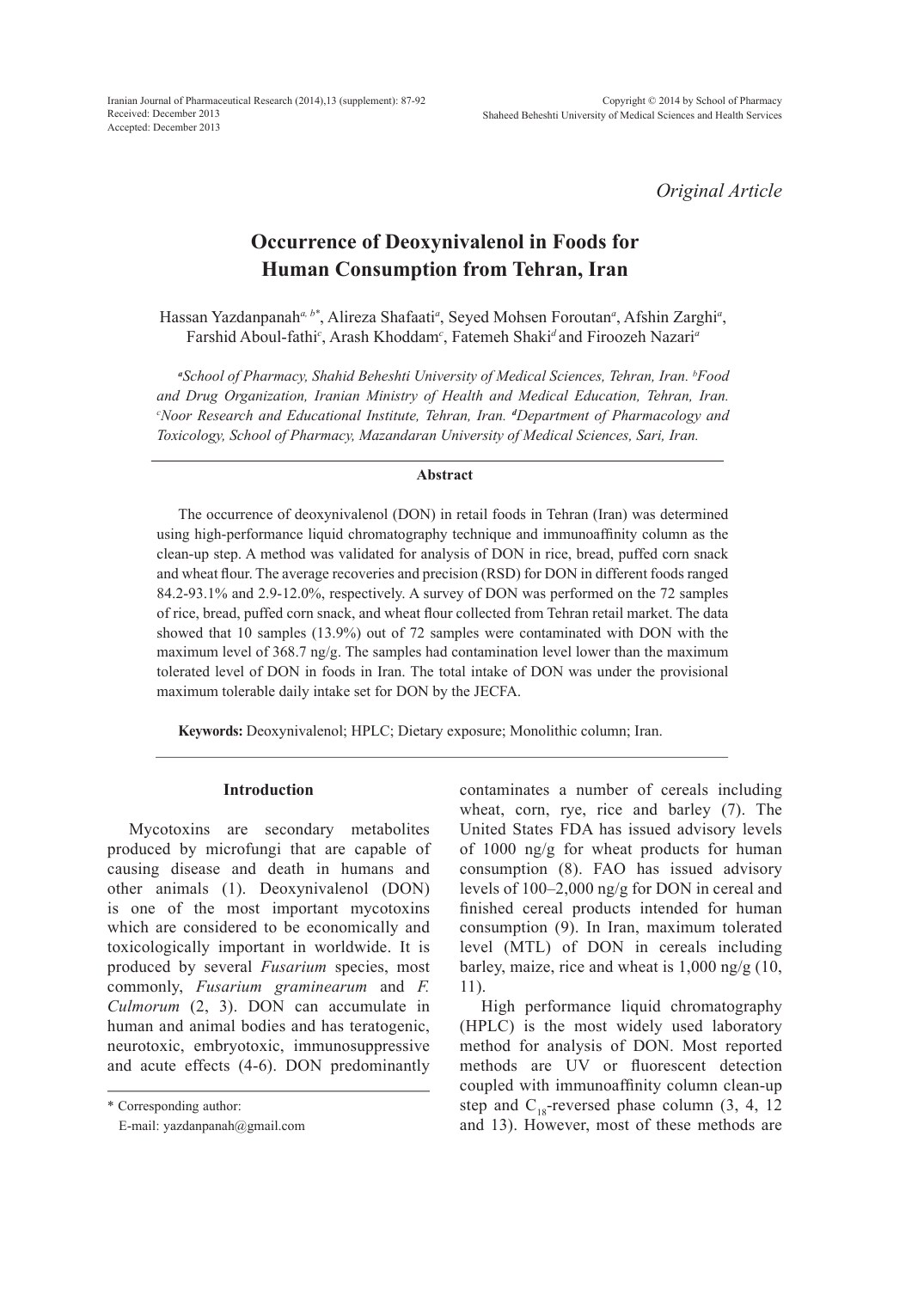*Original Article*

# Occurrence of Deoxynivalenol in Foods for Human Consumption from Tehran, Iran

Hassan Yazdanpanah[a, b*], Alireza Shafaati[a], Seyed Mohsen Foroutan[a], Afshin Zarghi[a], Farshid Aboul-fathi[c], Arash Khoddam[c], Fatemeh Shaki[d] and Firoozeh Nazari[a]

*[a]School of Pharmacy, Shahid Beheshti University of Medical Sciences, Tehran, Iran. [b]Food and Drug Organization, Iranian Ministry of Health and Medical Education, Tehran, Iran. [c]Noor Research and Educational Institute, Tehran, Iran. [d]Department of Pharmacology and Toxicology, School of Pharmacy, Mazandaran University of Medical Sciences, Sari, Iran.*

## Abstract

The occurrence of deoxynivalenol (DON) in retail foods in Tehran (Iran) was determined using high-performance liquid chromatography technique and immunoaffinity column as the clean-up step. A method was validated for analysis of DON in rice, bread, puffed corn snack and wheat flour. The average recoveries and precision (RSD) for DON in different foods ranged 84.2-93.1% and 2.9-12.0%, respectively. A survey of DON was performed on the 72 samples of rice, bread, puffed corn snack, and wheat flour collected from Tehran retail market. The data showed that 10 samples (13.9%) out of 72 samples were contaminated with DON with the maximum level of 368.7 ng/g. The samples had contamination level lower than the maximum tolerated level of DON in foods in Iran. The total intake of DON was under the provisional maximum tolerable daily intake set for DON by the JECFA.

**Keywords:** Deoxynivalenol; HPLC; Dietary exposure; Monolithic column; Iran.

## Introduction

Mycotoxins are secondary metabolites produced by microfungi that are capable of causing disease and death in humans and other animals (1). Deoxynivalenol (DON) is one of the most important mycotoxins which are considered to be economically and toxicologically important in worldwide. It is produced by several *Fusarium* species, most commonly, *Fusarium graminearum* and *F. Culmorum* (2, 3). DON can accumulate in human and animal bodies and has teratogenic, neurotoxic, embryotoxic, immunosuppressive and acute effects (4-6). DON predominantly contaminates a number of cereals including wheat, corn, rye, rice and barley (7). The United States FDA has issued advisory levels of 1000 ng/g for wheat products for human consumption (8). FAO has issued advisory levels of 100–2,000 ng/g for DON in cereal and finished cereal products intended for human consumption (9). In Iran, maximum tolerated level (MTL) of DON in cereals including barley, maize, rice and wheat is 1,000 ng/g (10, 11).

High performance liquid chromatography (HPLC) is the most widely used laboratory method for analysis of DON. Most reported methods are UV or fluorescent detection coupled with immunoaffinity column clean-up step and $C_{18}$-reversed phase column (3, 4, 12 and 13). However, most of these methods are

\* Corresponding author:
E-mail: yazdanpanah@gmail.com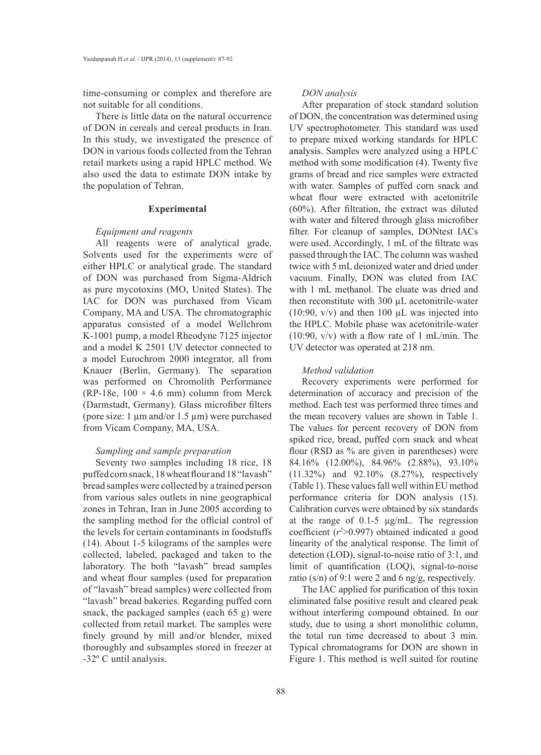time-consuming or complex and therefore are not suitable for all conditions.

There is little data on the natural occurrence of DON in cereals and cereal products in Iran. In this study, we investigated the presence of DON in various foods collected from the Tehran retail markets using a rapid HPLC method. We also used the data to estimate DON intake by the population of Tehran.

## Experimental

### *Equipment and reagents*

All reagents were of analytical grade. Solvents used for the experiments were of either HPLC or analytical grade. The standard of DON was purchased from Sigma-Aldrich as pure mycotoxins (MO, United States). The IAC for DON was purchased from Vicam Company, MA and USA. The chromatographic apparatus consisted of a model Wellchrom K-1001 pump, a model Rheodyne 7125 injector and a model K 2501 UV detector connected to a model Eurochrom 2000 integrator, all from Knauer (Berlin, Germany). The separation was performed on Chromolith Performance (RP-18e, 100 × 4.6 mm) column from Merck (Darmstadt, Germany). Glass microfiber filters (pore size: 1 µm and/or 1.5 µm) were purchased from Vicam Company, MA, USA.

### *Sampling and sample preparation*

Seventy two samples including 18 rice, 18 puffed corn snack, 18 wheat flour and 18 "lavash" bread samples were collected by a trained person from various sales outlets in nine geographical zones in Tehran, Iran in June 2005 according to the sampling method for the official control of the levels for certain contaminants in foodstuffs (14). About 1-5 kilograms of the samples were collected, labeled, packaged and taken to the laboratory. The both "lavash" bread samples and wheat flour samples (used for preparation of "lavash" bread samples) were collected from "lavash" bread bakeries. Regarding puffed corn snack, the packaged samples (each 65 g) were collected from retail market. The samples were finely ground by mill and/or blender, mixed thoroughly and subsamples stored in freezer at -32º C until analysis.

### *DON analysis*

After preparation of stock standard solution of DON, the concentration was determined using UV spectrophotometer. This standard was used to prepare mixed working standards for HPLC analysis. Samples were analyzed using a HPLC method with some modification (4). Twenty five grams of bread and rice samples were extracted with water. Samples of puffed corn snack and wheat flour were extracted with acetonitrile (60%). After filtration, the extract was diluted with water and filtered through glass microfiber filter. For cleanup of samples, DONtest IACs were used. Accordingly, 1 mL of the filtrate was passed through the IAC. The column was washed twice with 5 mL deionized water and dried under vacuum. Finally, DON was eluted from IAC with 1 mL methanol. The eluate was dried and then reconstitute with 300 µL acetonitrile-water (10:90, v/v) and then 100 µL was injected into the HPLC. Mobile phase was acetonitrile-water (10:90, v/v) with a flow rate of 1 mL/min. The UV detector was operated at 218 nm.

### *Method validation*

Recovery experiments were performed for determination of accuracy and precision of the method. Each test was performed three times and the mean recovery values are shown in Table 1. The values for percent recovery of DON from spiked rice, bread, puffed corn snack and wheat flour (RSD as % are given in parentheses) were 84.16% (12.00%), 84.96% (2.88%), 93.10% (11.32%) and 92.10% (8.27%), respectively (Table 1). These values fall well within EU method performance criteria for DON analysis (15). Calibration curves were obtained by six standards at the range of 0.1-5 µg/mL. The regression coefficient ($r^2$>0.997) obtained indicated a good linearity of the analytical response. The limit of detection (LOD), signal-to-noise ratio of 3:1, and limit of quantification (LOQ), signal-to-noise ratio (s/n) of 9:1 were 2 and 6 ng/g, respectively.

The IAC applied for purification of this toxin eliminated false positive result and cleared peak without interfering compound obtained. In our study, due to using a short monolithic column, the total run time decreased to about 3 min. Typical chromatograms for DON are shown in Figure 1. This method is well suited for routine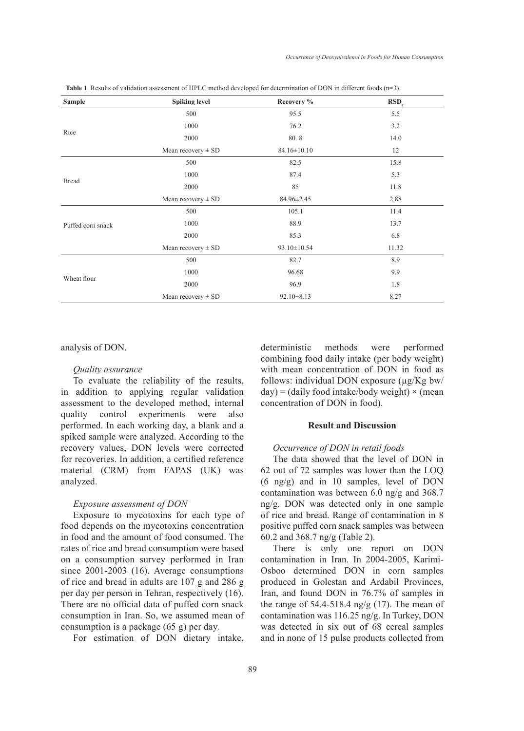**Table 1**. Results of validation assessment of HPLC method developed for determination of DON in different foods (n=3)

| Sample | Spiking level | Recovery % | $RSD_r$ |
|---|---|---|---|
| Rice | 500 | 95.5 | 5.5 |
| | 1000 | 76.2 | 3.2 |
| | 2000 | 80. 8 | 14.0 |
| | Mean recovery ± SD | 84.16±10.10 | 12 |
| Bread | 500 | 82.5 | 15.8 |
| | 1000 | 87.4 | 5.3 |
| | 2000 | 85 | 11.8 |
| | Mean recovery ± SD | 84.96±2.45 | 2.88 |
| Puffed corn snack | 500 | 105.1 | 11.4 |
| | 1000 | 88.9 | 13.7 |
| | 2000 | 85.3 | 6.8 |
| | Mean recovery ± SD | 93.10±10.54 | 11.32 |
| Wheat flour | 500 | 82.7 | 8.9 |
| | 1000 | 96.68 | 9.9 |
| | 2000 | 96.9 | 1.8 |
| | Mean recovery ± SD | 92.10±8.13 | 8.27 |

analysis of DON.

*Quality assurance*

To evaluate the reliability of the results, in addition to applying regular validation assessment to the developed method, internal quality control experiments were also performed. In each working day, a blank and a spiked sample were analyzed. According to the recovery values, DON levels were corrected for recoveries. In addition, a certified reference material (CRM) from FAPAS (UK) was analyzed.

*Exposure assessment of DON*

Exposure to mycotoxins for each type of food depends on the mycotoxins concentration in food and the amount of food consumed. The rates of rice and bread consumption were based on a consumption survey performed in Iran since 2001-2003 (16). Average consumptions of rice and bread in adults are 107 g and 286 g per day per person in Tehran, respectively (16). There are no official data of puffed corn snack consumption in Iran. So, we assumed mean of consumption is a package (65 g) per day.

For estimation of DON dietary intake, deterministic methods were performed combining food daily intake (per body weight) with mean concentration of DON in food as follows: individual DON exposure (µg/Kg bw/day) = (daily food intake/body weight) × (mean concentration of DON in food).

## Result and Discussion

*Occurrence of DON in retail foods*

The data showed that the level of DON in 62 out of 72 samples was lower than the LOQ (6 ng/g) and in 10 samples, level of DON contamination was between 6.0 ng/g and 368.7 ng/g. DON was detected only in one sample of rice and bread. Range of contamination in 8 positive puffed corn snack samples was between 60.2 and 368.7 ng/g (Table 2).

There is only one report on DON contamination in Iran. In 2004-2005, Karimi-Osboo determined DON in corn samples produced in Golestan and Ardabil Provinces, Iran, and found DON in 76.7% of samples in the range of 54.4-518.4 ng/g (17). The mean of contamination was 116.25 ng/g. In Turkey, DON was detected in six out of 68 cereal samples and in none of 15 pulse products collected from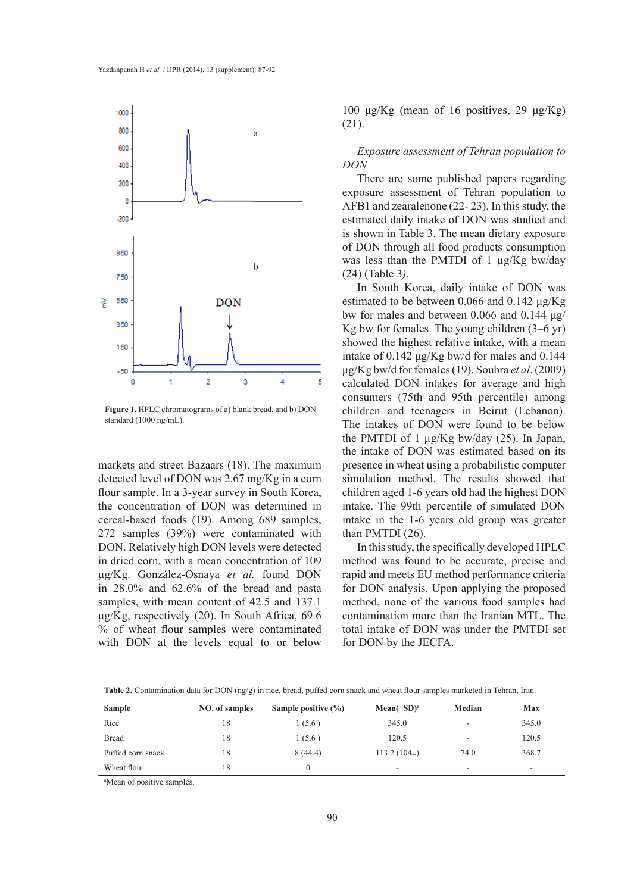Figure 1. HPLC chromatograms of a) blank bread, and b) DON standard (1000 ng/mL).

markets and street Bazaars (18). The maximum detected level of DON was 2.67 mg/Kg in a corn flour sample. In a 3-year survey in South Korea, the concentration of DON was determined in cereal-based foods (19). Among 689 samples, 272 samples (39%) were contaminated with DON. Relatively high DON levels were detected in dried corn, with a mean concentration of 109 µg/Kg. González-Osnaya *et al.* found DON in 28.0% and 62.6% of the bread and pasta samples, with mean content of 42.5 and 137.1 µg/Kg, respectively (20). In South Africa, 69.6 % of wheat flour samples were contaminated with DON at the levels equal to or below 100 µg/Kg (mean of 16 positives, 29 µg/Kg) (21).

*Exposure assessment of Tehran population to DON*

There are some published papers regarding exposure assessment of Tehran population to AFB1 and zearalenone (22- 23). In this study, the estimated daily intake of DON was studied and is shown in Table 3. The mean dietary exposure of DON through all food products consumption was less than the PMTDI of 1 µg/Kg bw/day (24) (Table 3).

In South Korea, daily intake of DON was estimated to be between 0.066 and 0.142 µg/Kg bw for males and between 0.066 and 0.144 µg/Kg bw for females. The young children (3–6 yr) showed the highest relative intake, with a mean intake of 0.142 µg/Kg bw/d for males and 0.144 µg/Kg bw/d for females (19). Soubra *et al.* (2009) calculated DON intakes for average and high consumers (75th and 95th percentile) among children and teenagers in Beirut (Lebanon). The intakes of DON were found to be below the PMTDI of 1 µg/Kg bw/day (25). In Japan, the intake of DON was estimated based on its presence in wheat using a probabilistic computer simulation method. The results showed that children aged 1-6 years old had the highest DON intake. The 99th percentile of simulated DON intake in the 1-6 years old group was greater than PMTDI (26).

In this study, the specifically developed HPLC method was found to be accurate, precise and rapid and meets EU method performance criteria for DON analysis. Upon applying the proposed method, none of the various food samples had contamination more than the Iranian MTL. The total intake of DON was under the PMTDI set for DON by the JECFA.

**Table 2.** Contamination data for DON (ng/g) in rice, bread, puffed corn snack and wheat flour samples marketed in Tehran, Iran.

| Sample | NO. of samples | Sample positive (%) | Mean(±SD)[a] | Median | Max |
|---|---|---|---|---|---|
| Rice | 18 | 1 (5.6 ) | 345.0 | - | 345.0 |
| Bread | 18 | 1 (5.6 ) | 120.5 | - | 120.5 |
| Puffed corn snack | 18 | 8 (44.4) | 113.2 (104±) | 74.0 | 368.7 |
| Wheat flour | 18 | 0 | - | - | - |

[a]Mean of positive samples.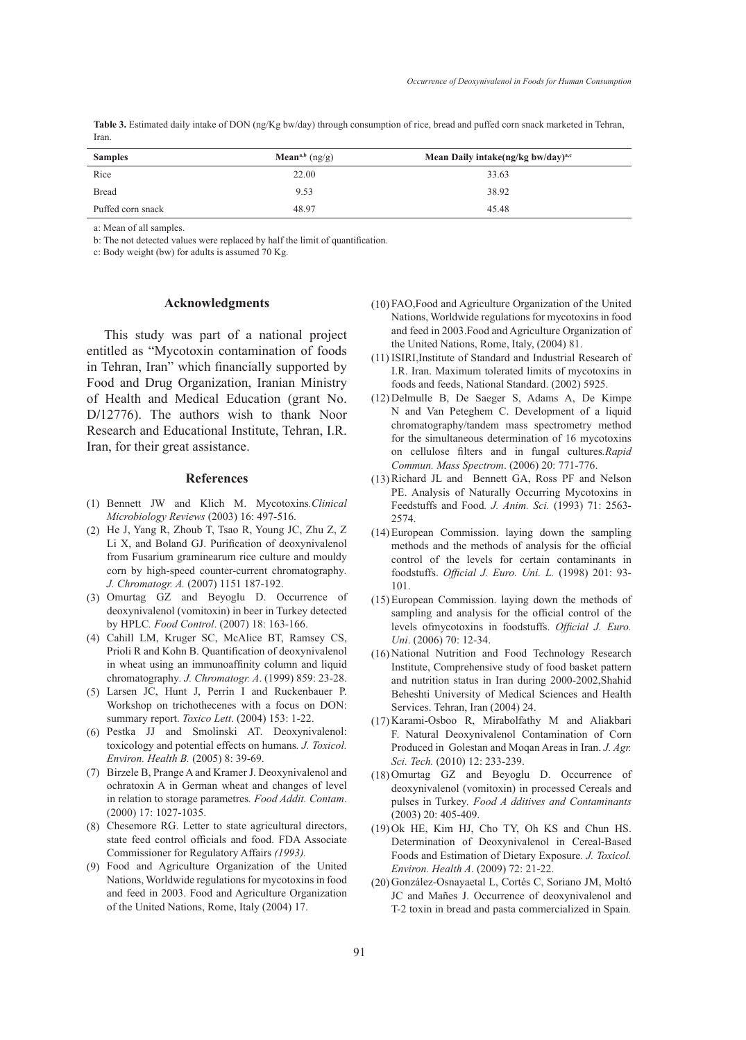**Table 3.** Estimated daily intake of DON (ng/Kg bw/day) through consumption of rice, bread and puffed corn snack marketed in Tehran, Iran.

| Samples | Mean[a,b] (ng/g) | Mean Daily intake(ng/kg bw/day)[a,c] |
|---|---|---|
| Rice | 22.00 | 33.63 |
| Bread | 9.53 | 38.92 |
| Puffed corn snack | 48.97 | 45.48 |

a: Mean of all samples.

b: The not detected values were replaced by half the limit of quantification.

c: Body weight (bw) for adults is assumed 70 Kg.

## Acknowledgments

This study was part of a national project entitled as "Mycotoxin contamination of foods in Tehran, Iran" which financially supported by Food and Drug Organization, Iranian Ministry of Health and Medical Education (grant No. D/12776). The authors wish to thank Noor Research and Educational Institute, Tehran, I.R. Iran, for their great assistance.

## References

(1) Bennett JW and Klich M. Mycotoxins. *Clinical Microbiology Reviews* (2003) 16: 497-516.

(2) He J, Yang R, Zhoub T, Tsao R, Young JC, Zhu Z, Z Li X, and Boland GJ. Purification of deoxynivalenol from Fusarium graminearum rice culture and mouldy corn by high-speed counter-current chromatography. *J. Chromatogr. A.* (2007) 1151 187-192.

(3) Omurtag GZ and Beyoglu D. Occurrence of deoxynivalenol (vomitoxin) in beer in Turkey detected by HPLC. *Food Control*. (2007) 18: 163-166.

(4) Cahill LM, Kruger SC, McAlice BT, Ramsey CS, Prioli R and Kohn B. Quantification of deoxynivalenol in wheat using an immunoaffinity column and liquid chromatography. *J. Chromatogr. A*. (1999) 859: 23-28.

(5) Larsen JC, Hunt J, Perrin I and Ruckenbauer P. Workshop on trichothecenes with a focus on DON: summary report. *Toxico Lett*. (2004) 153: 1-22.

(6) Pestka JJ and Smolinski AT. Deoxynivalenol: toxicology and potential effects on humans. *J. Toxicol. Environ. Health B.* (2005) 8: 39-69.

(7) Birzele B, Prange A and Kramer J. Deoxynivalenol and ochratoxin A in German wheat and changes of level in relation to storage parametres. *Food Addit. Contam*. (2000) 17: 1027-1035.

(8) Chesemore RG. Letter to state agricultural directors, state feed control officials and food. FDA Associate Commissioner for Regulatory Affairs *(1993).*

(9) Food and Agriculture Organization of the United Nations, Worldwide regulations for mycotoxins in food and feed in 2003. Food and Agriculture Organization of the United Nations, Rome, Italy (2004) 17.

(10) FAO,Food and Agriculture Organization of the United Nations, Worldwide regulations for mycotoxins in food and feed in 2003.Food and Agriculture Organization of the United Nations, Rome, Italy, (2004) 81.

(11) ISIRI,Institute of Standard and Industrial Research of I.R. Iran. Maximum tolerated limits of mycotoxins in foods and feeds, National Standard. (2002) 5925.

(12) Delmulle B, De Saeger S, Adams A, De Kimpe N and Van Peteghem C. Development of a liquid chromatography/tandem mass spectrometry method for the simultaneous determination of 16 mycotoxins on cellulose filters and in fungal cultures. *Rapid Commun. Mass Spectrom*. (2006) 20: 771-776.

(13) Richard JL and Bennett GA, Ross PF and Nelson PE. Analysis of Naturally Occurring Mycotoxins in Feedstuffs and Food. *J. Anim. Sci.* (1993) 71: 2563-2574.

(14) European Commission. laying down the sampling methods and the methods of analysis for the official control of the levels for certain contaminants in foodstuffs. *Official J. Euro. Uni. L.* (1998) 201: 93-101.

(15) European Commission. laying down the methods of sampling and analysis for the official control of the levels ofmycotoxins in foodstuffs. *Official J. Euro. Uni*. (2006) 70: 12-34.

(16) National Nutrition and Food Technology Research Institute, Comprehensive study of food basket pattern and nutrition status in Iran during 2000-2002,Shahid Beheshti University of Medical Sciences and Health Services. Tehran, Iran (2004) 24.

(17) Karami-Osboo R, Mirabolfathy M and Aliakbari F. Natural Deoxynivalenol Contamination of Corn Produced in Golestan and Moqan Areas in Iran. *J. Agr. Sci. Tech.* (2010) 12: 233-239.

(18) Omurtag GZ and Beyoglu D. Occurrence of deoxynivalenol (vomitoxin) in processed Cereals and pulses in Turkey. *Food A dditives and Contaminants* (2003) 20: 405-409.

(19) Ok HE, Kim HJ, Cho TY, Oh KS and Chun HS. Determination of Deoxynivalenol in Cereal-Based Foods and Estimation of Dietary Exposure. *J. Toxicol. Environ. Health A*. (2009) 72: 21-22.

(20) González-Osnayaetal L, Cortés C, Soriano JM, Moltó JC and Mañes J. Occurrence of deoxynivalenol and T-2 toxin in bread and pasta commercialized in Spain.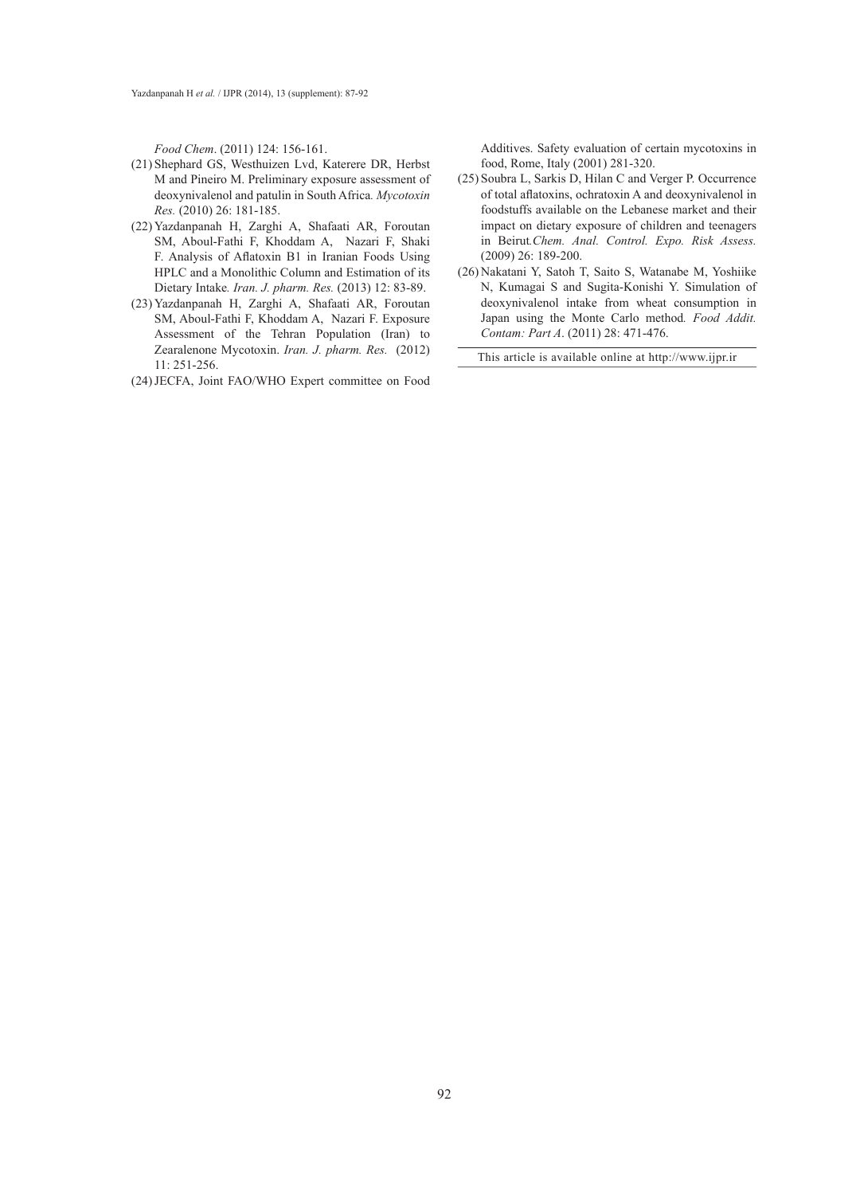*Food Chem*. (2011) 124: 156-161.

(21) Shephard GS, Westhuizen Lvd, Katerere DR, Herbst M and Pineiro M. Preliminary exposure assessment of deoxynivalenol and patulin in South Africa*. Mycotoxin Res.* (2010) 26: 181-185.

(22) Yazdanpanah H, Zarghi A, Shafaati AR, Foroutan SM, Aboul-Fathi F, Khoddam A, Nazari F, Shaki F. Analysis of Aflatoxin B1 in Iranian Foods Using HPLC and a Monolithic Column and Estimation of its Dietary Intake*. Iran. J. pharm. Res.* (2013) 12: 83-89.

(23) Yazdanpanah H, Zarghi A, Shafaati AR, Foroutan SM, Aboul-Fathi F, Khoddam A, Nazari F. Exposure Assessment of the Tehran Population (Iran) to Zearalenone Mycotoxin. *Iran. J. pharm. Res.* (2012) 11: 251-256.

(24) JECFA, Joint FAO/WHO Expert committee on Food Additives. Safety evaluation of certain mycotoxins in food, Rome, Italy (2001) 281-320.

(25) Soubra L, Sarkis D, Hilan C and Verger P. Occurrence of total aflatoxins, ochratoxin A and deoxynivalenol in foodstuffs available on the Lebanese market and their impact on dietary exposure of children and teenagers in Beirut*.Chem. Anal. Control. Expo. Risk Assess.* (2009) 26: 189-200.

(26) Nakatani Y, Satoh T, Saito S, Watanabe M, Yoshiike N, Kumagai S and Sugita-Konishi Y. Simulation of deoxynivalenol intake from wheat consumption in Japan using the Monte Carlo method*. Food Addit. Contam: Part A*. (2011) 28: 471-476.

This article is available online at http://www.ijpr.ir